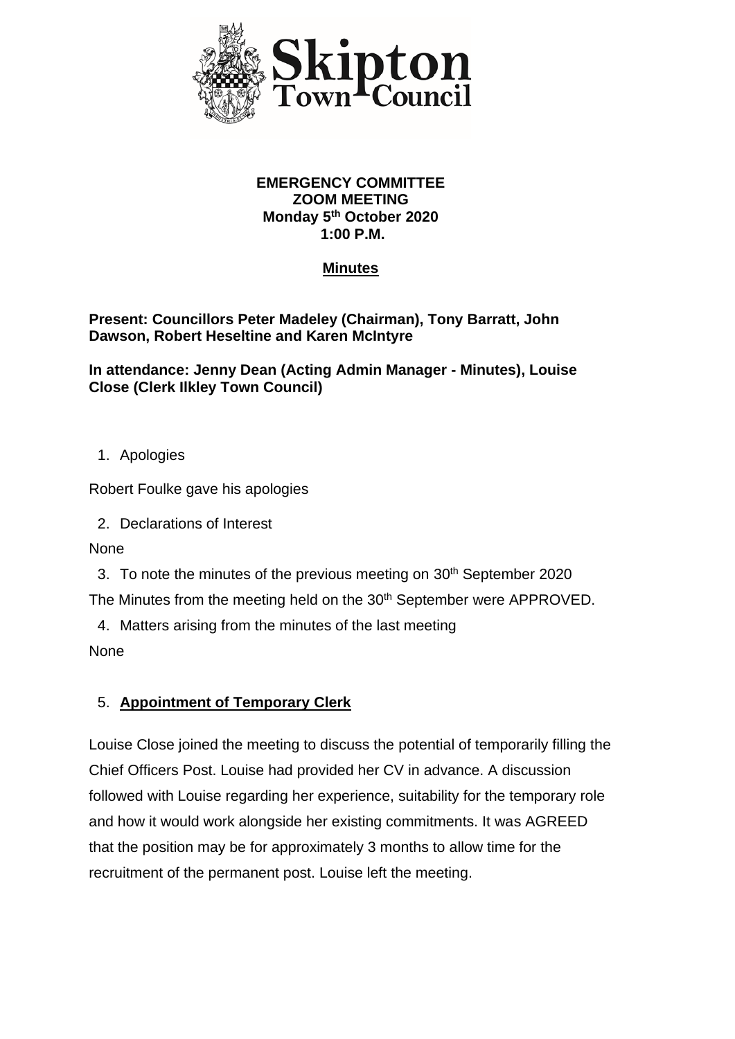Skipton Town Council

**EMERGENCY COMMITTEE**
**ZOOM MEETING**
**Monday 5th October 2020**
**1:00 P.M.**

## Minutes

**Present: Councillors Peter Madeley (Chairman), Tony Barratt, John Dawson, Robert Heseltine and Karen McIntyre**

**In attendance: Jenny Dean (Acting Admin Manager - Minutes), Louise Close (Clerk Ilkley Town Council)**

1. Apologies

Robert Foulke gave his apologies

2. Declarations of Interest

None

3. To note the minutes of the previous meeting on 30th September 2020

The Minutes from the meeting held on the 30th September were APPROVED.

4. Matters arising from the minutes of the last meeting

None

5. **Appointment of Temporary Clerk**

Louise Close joined the meeting to discuss the potential of temporarily filling the Chief Officers Post. Louise had provided her CV in advance. A discussion followed with Louise regarding her experience, suitability for the temporary role and how it would work alongside her existing commitments. It was AGREED that the position may be for approximately 3 months to allow time for the recruitment of the permanent post. Louise left the meeting.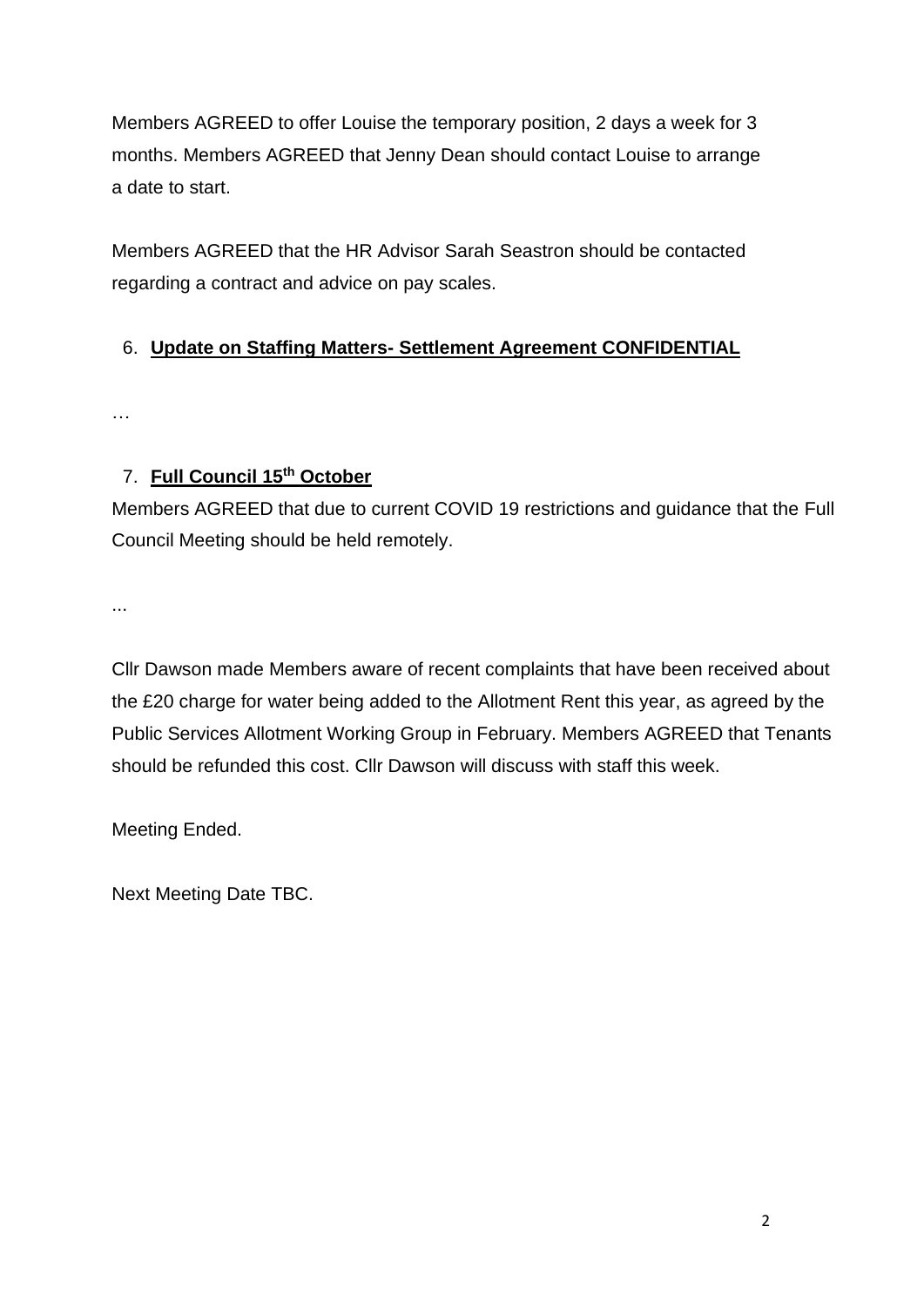Members AGREED to offer Louise the temporary position, 2 days a week for 3 months. Members AGREED that Jenny Dean should contact Louise to arrange a date to start.

Members AGREED that the HR Advisor Sarah Seastron should be contacted regarding a contract and advice on pay scales.

6. **Update on Staffing Matters- Settlement Agreement CONFIDENTIAL**

…

7. **Full Council 15th October**

Members AGREED that due to current COVID 19 restrictions and guidance that the Full Council Meeting should be held remotely.

...

Cllr Dawson made Members aware of recent complaints that have been received about the £20 charge for water being added to the Allotment Rent this year, as agreed by the Public Services Allotment Working Group in February. Members AGREED that Tenants should be refunded this cost. Cllr Dawson will discuss with staff this week.

Meeting Ended.

Next Meeting Date TBC.